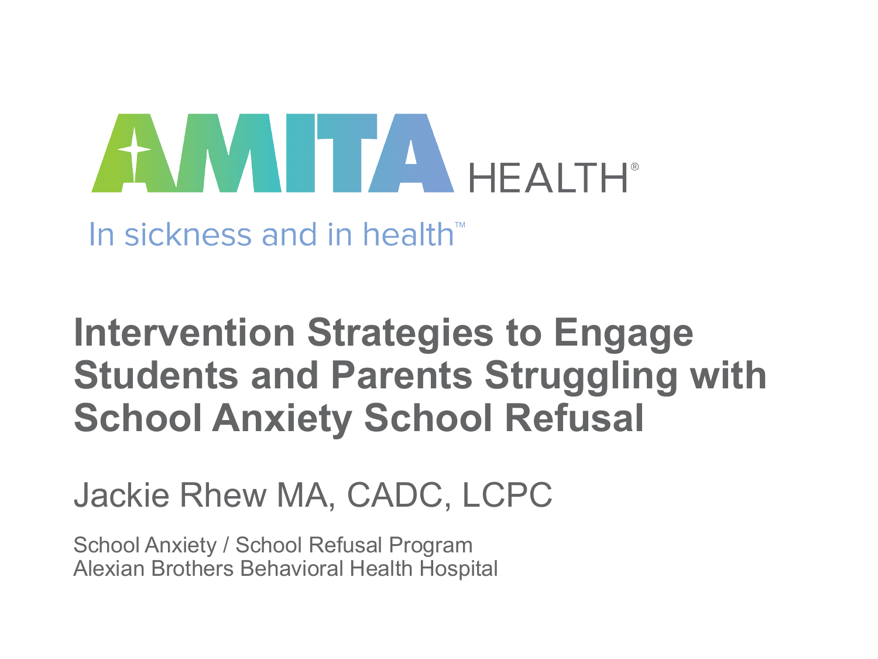AMITA HEALTH®

In sickness and in health™

# Intervention Strategies to Engage Students and Parents Struggling with School Anxiety School Refusal

Jackie Rhew MA, CADC, LCPC

School Anxiety / School Refusal Program
Alexian Brothers Behavioral Health Hospital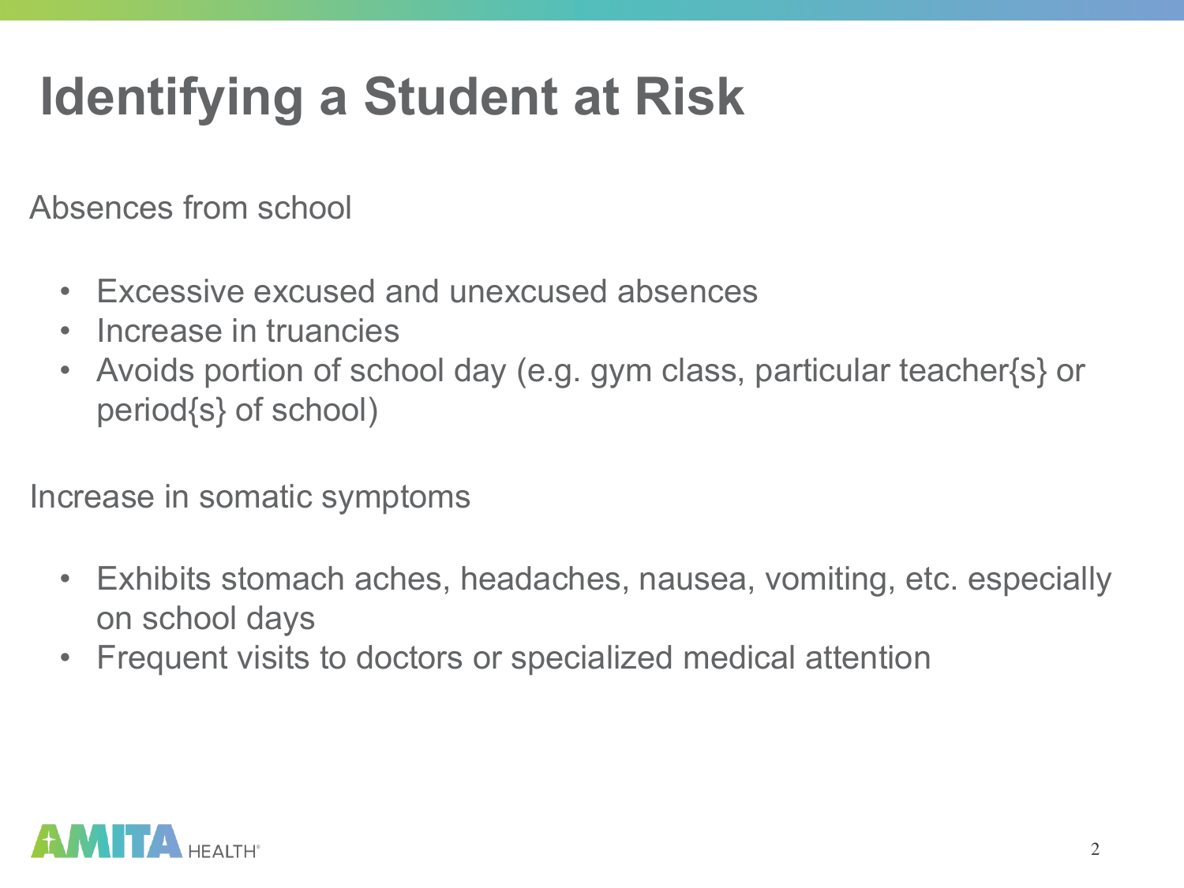# Identifying a Student at Risk

Absences from school

- Excessive excused and unexcused absences
- Increase in truancies
- Avoids portion of school day (e.g. gym class, particular teacher{s} or period{s} of school)

Increase in somatic symptoms

- Exhibits stomach aches, headaches, nausea, vomiting, etc. especially on school days
- Frequent visits to doctors or specialized medical attention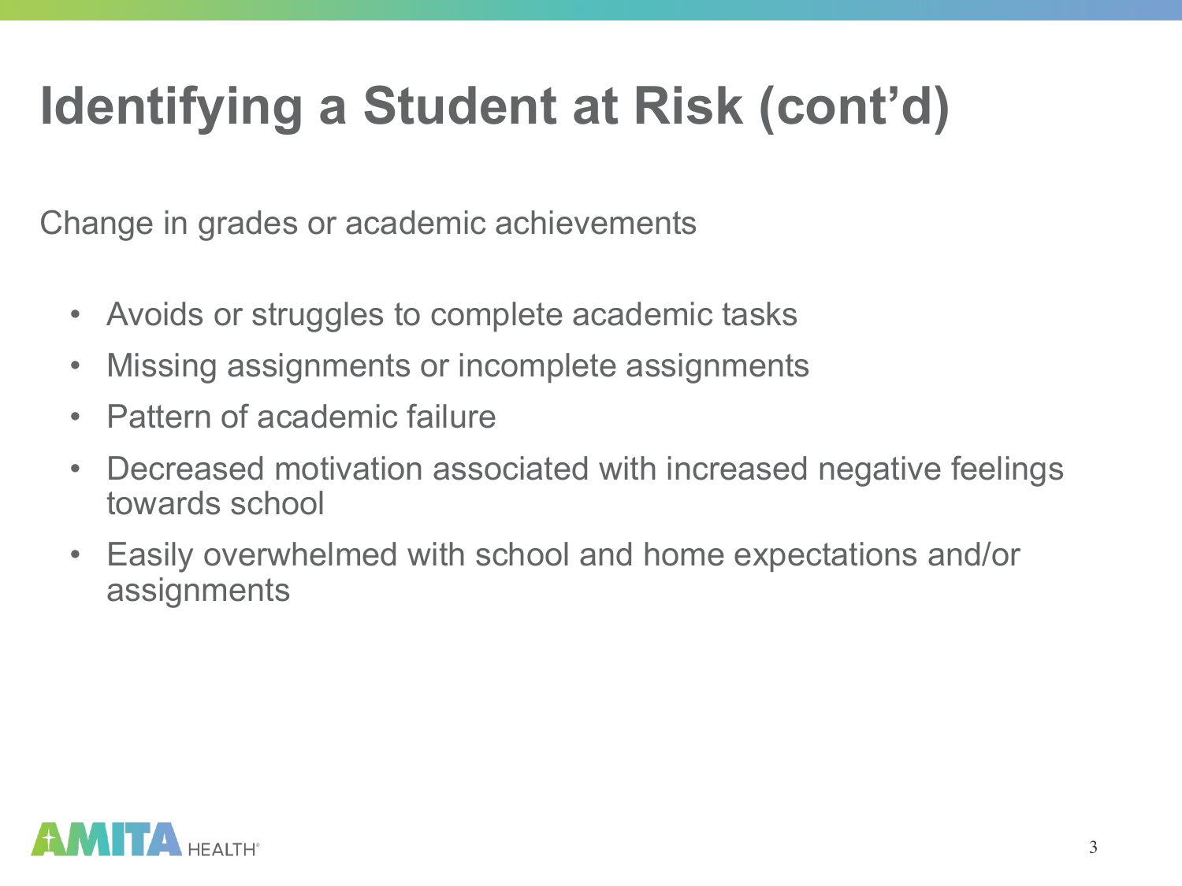# Identifying a Student at Risk (cont'd)

Change in grades or academic achievements

- Avoids or struggles to complete academic tasks
- Missing assignments or incomplete assignments
- Pattern of academic failure
- Decreased motivation associated with increased negative feelings towards school
- Easily overwhelmed with school and home expectations and/or assignments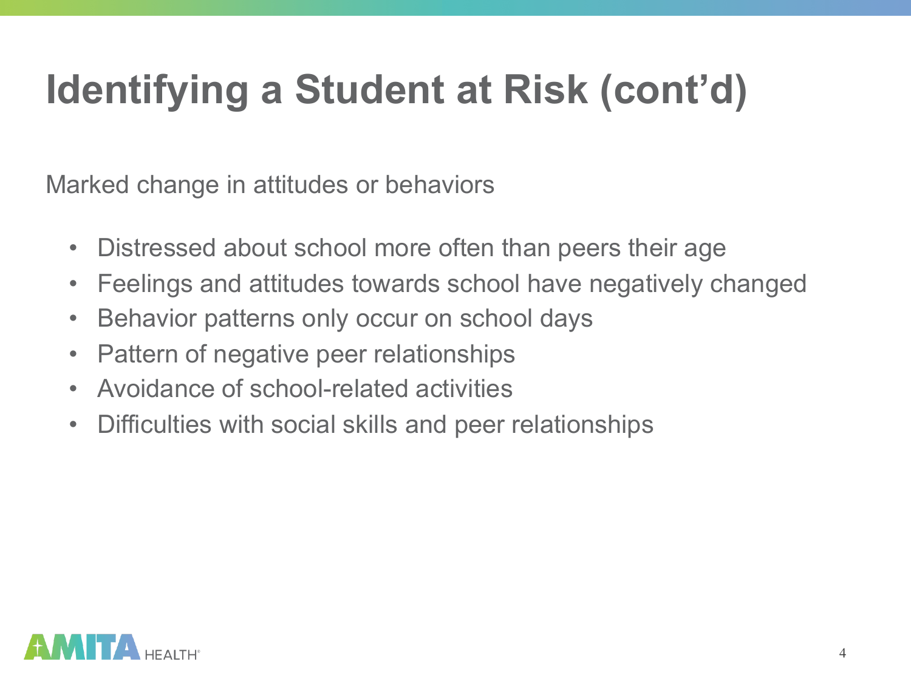# Identifying a Student at Risk (cont'd)

Marked change in attitudes or behaviors

- Distressed about school more often than peers their age
- Feelings and attitudes towards school have negatively changed
- Behavior patterns only occur on school days
- Pattern of negative peer relationships
- Avoidance of school-related activities
- Difficulties with social skills and peer relationships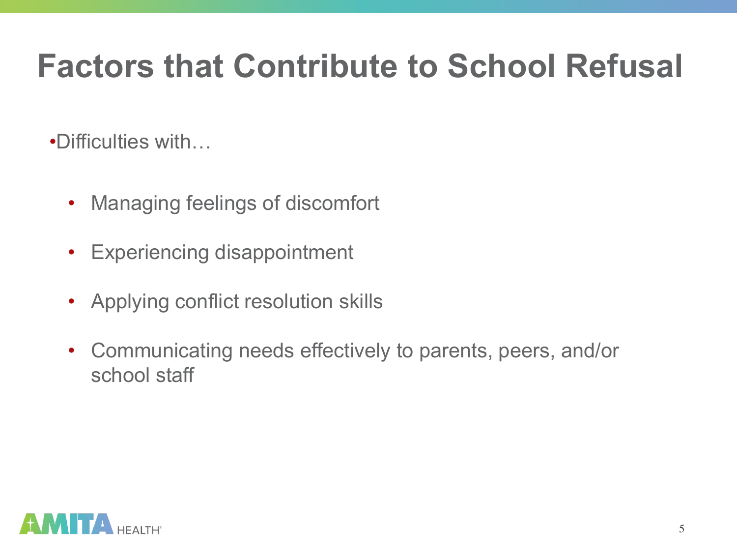# Factors that Contribute to School Refusal

- Difficulties with…
  - Managing feelings of discomfort
  - Experiencing disappointment
  - Applying conflict resolution skills
  - Communicating needs effectively to parents, peers, and/or school staff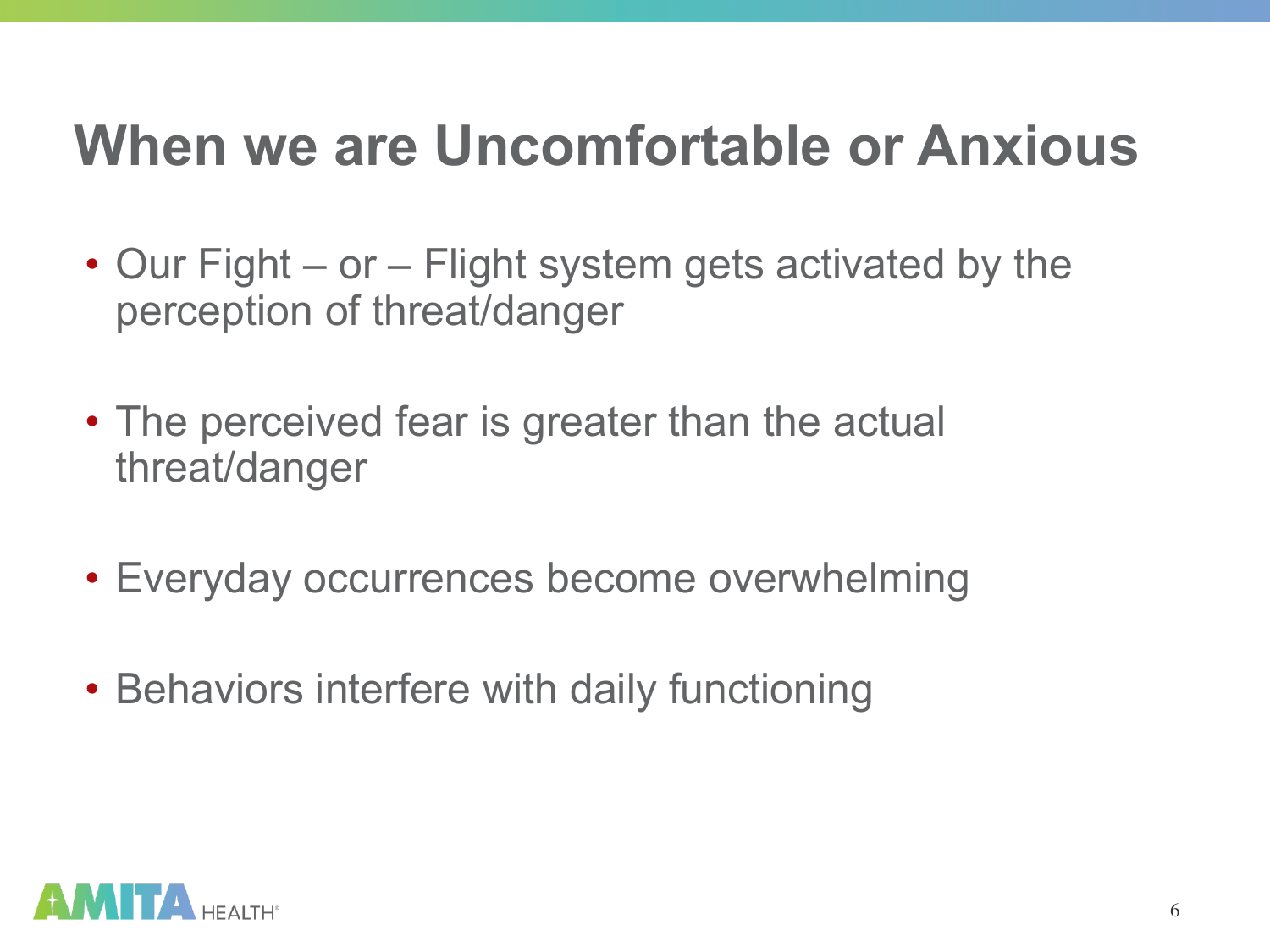# When we are Uncomfortable or Anxious

- Our Fight – or – Flight system gets activated by the perception of threat/danger
- The perceived fear is greater than the actual threat/danger
- Everyday occurrences become overwhelming
- Behaviors interfere with daily functioning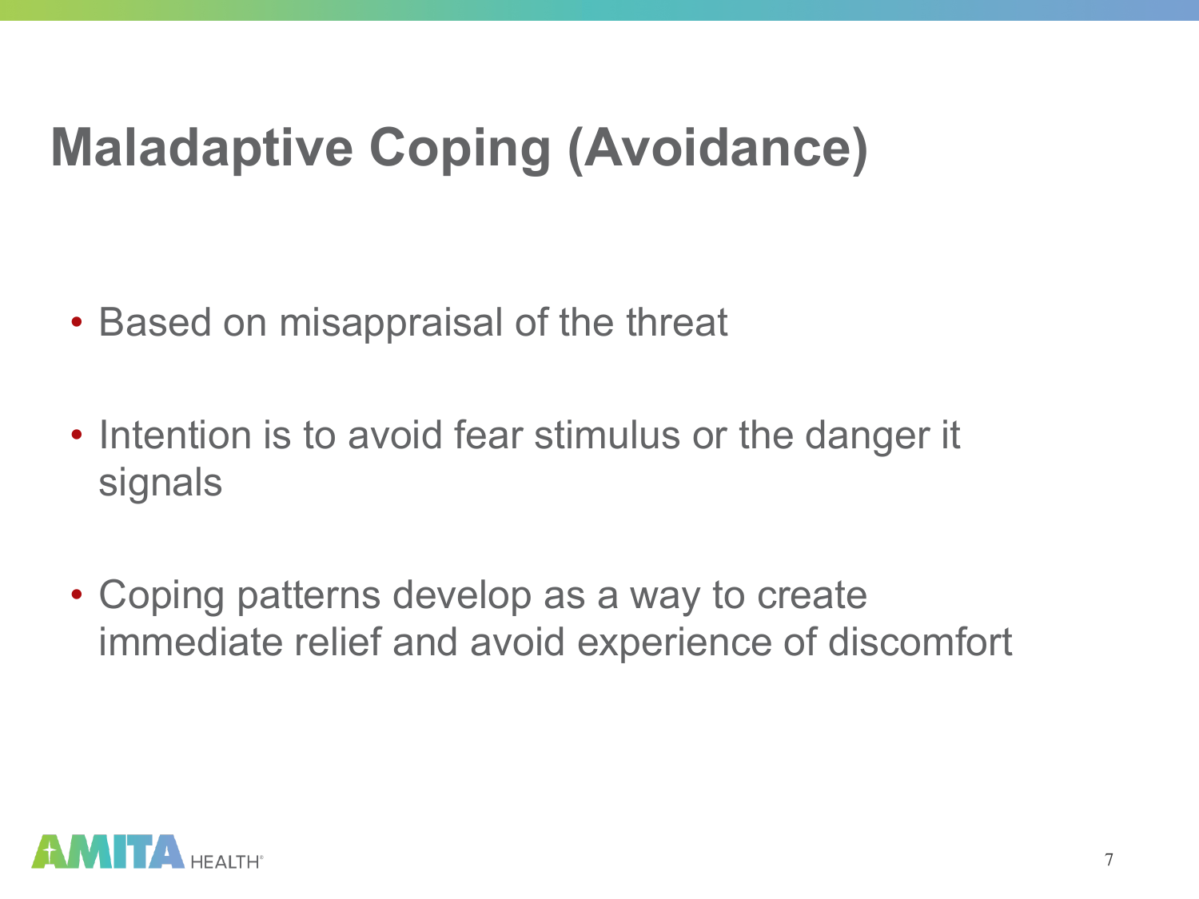# Maladaptive Coping (Avoidance)

- Based on misappraisal of the threat
- Intention is to avoid fear stimulus or the danger it signals
- Coping patterns develop as a way to create immediate relief and avoid experience of discomfort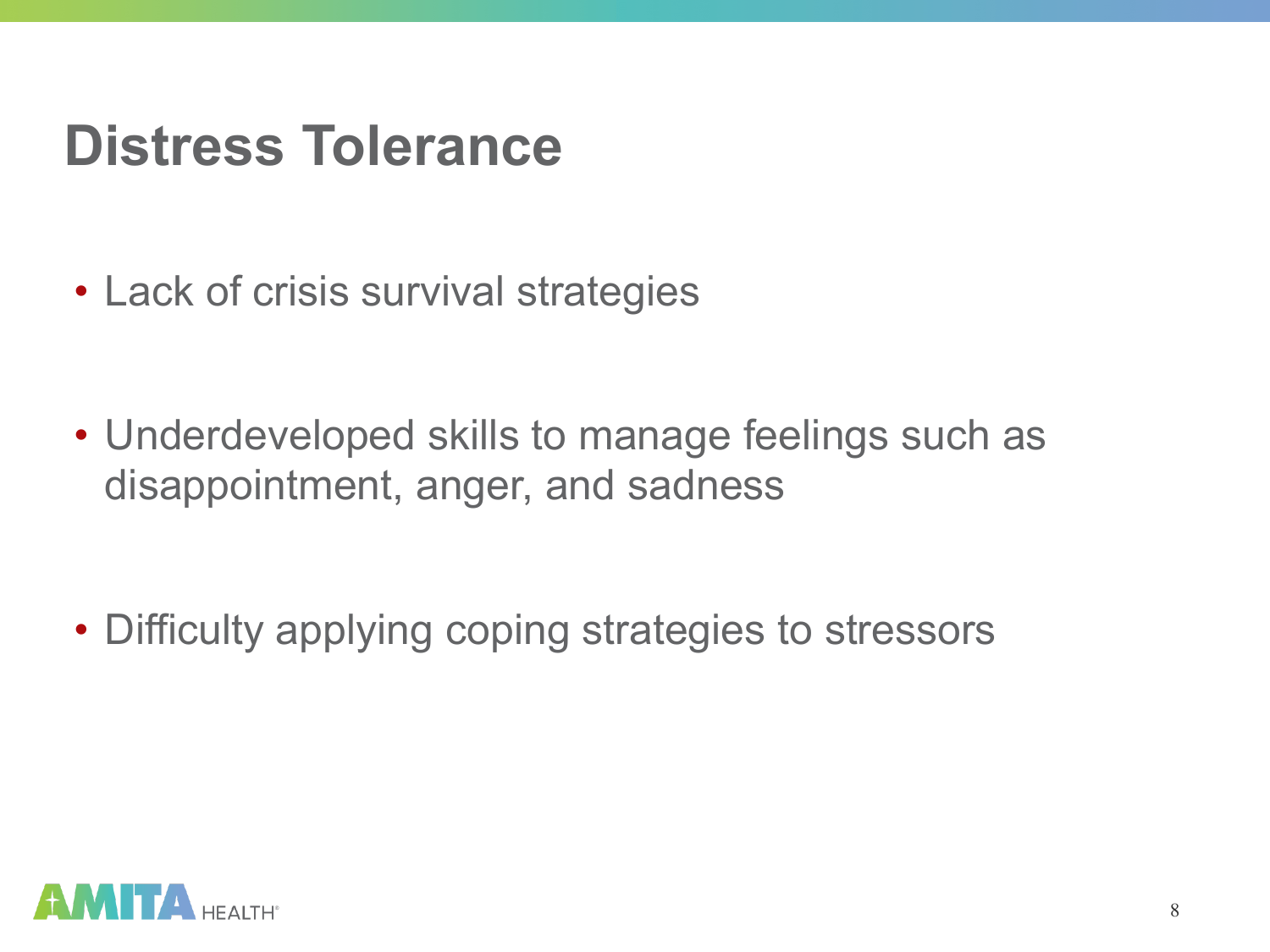# Distress Tolerance

- Lack of crisis survival strategies
- Underdeveloped skills to manage feelings such as disappointment, anger, and sadness
- Difficulty applying coping strategies to stressors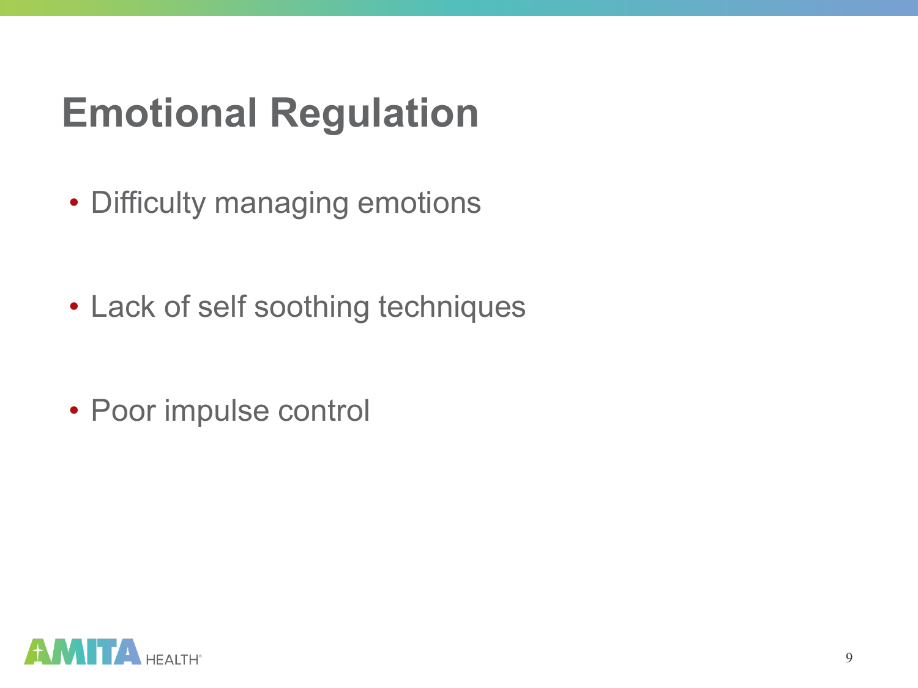# Emotional Regulation

- Difficulty managing emotions
- Lack of self soothing techniques
- Poor impulse control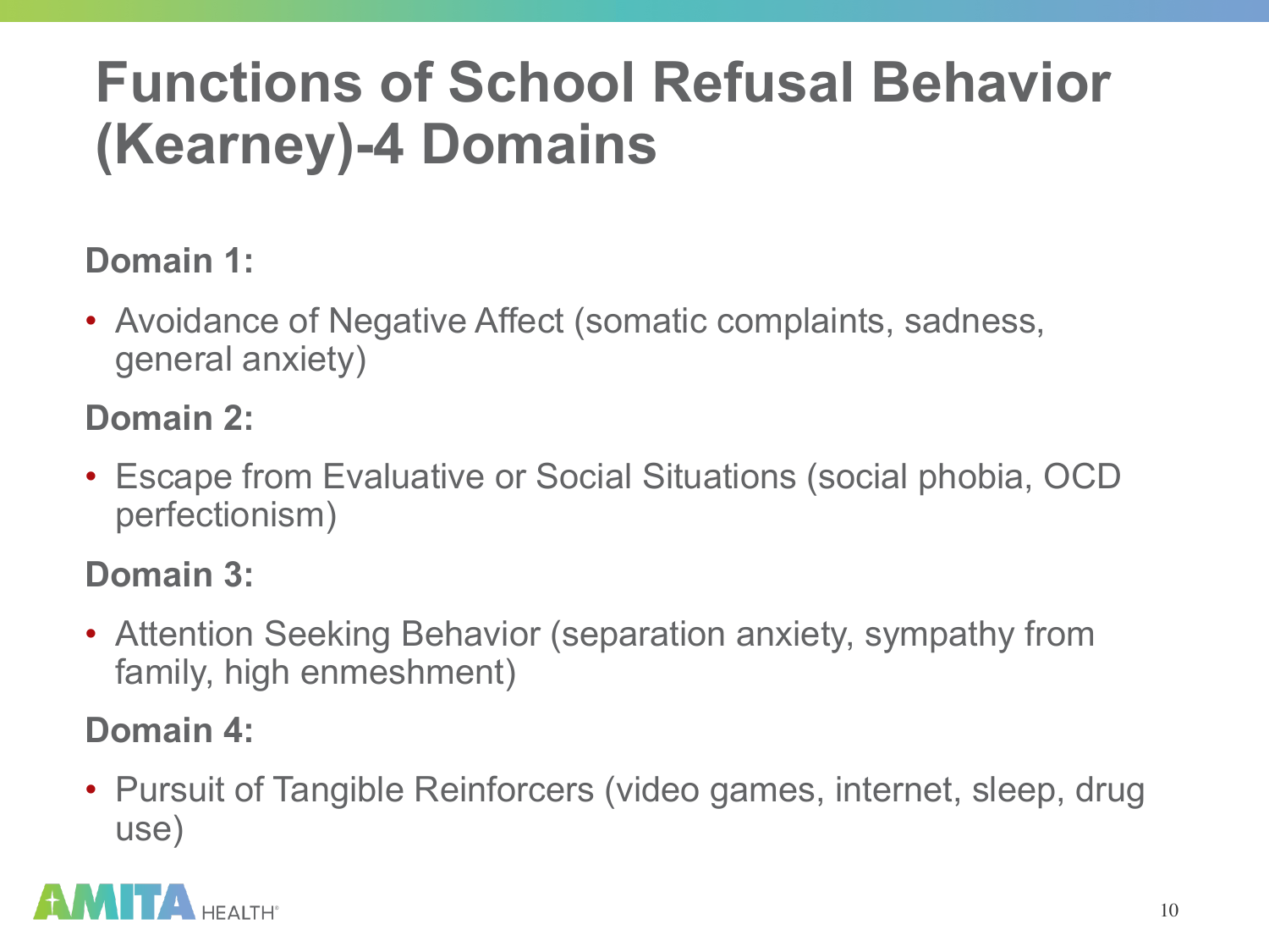# Functions of School Refusal Behavior (Kearney)-4 Domains

**Domain 1:**

- Avoidance of Negative Affect (somatic complaints, sadness, general anxiety)

**Domain 2:**

- Escape from Evaluative or Social Situations (social phobia, OCD perfectionism)

**Domain 3:**

- Attention Seeking Behavior (separation anxiety, sympathy from family, high enmeshment)

**Domain 4:**

- Pursuit of Tangible Reinforcers (video games, internet, sleep, drug use)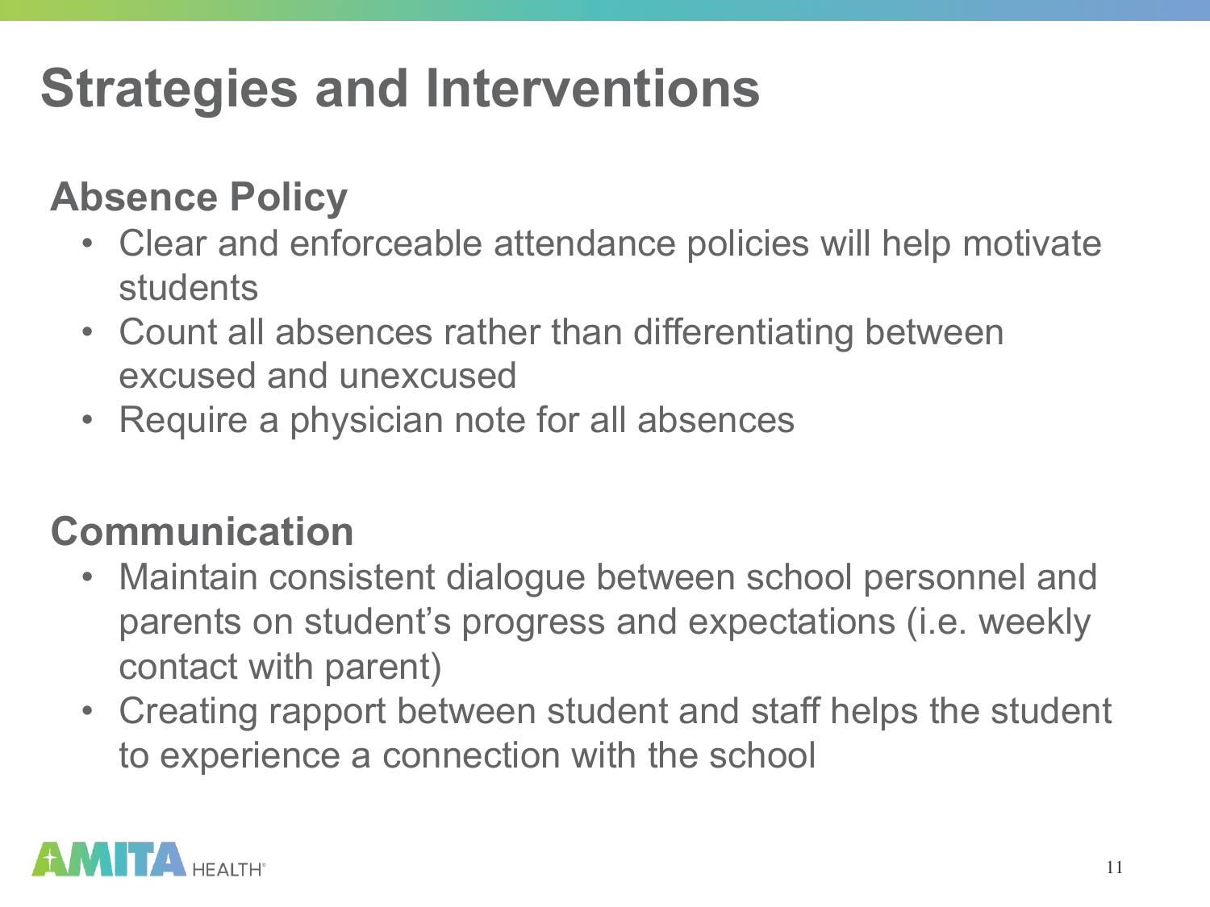# Strategies and Interventions

## Absence Policy

- Clear and enforceable attendance policies will help motivate students
- Count all absences rather than differentiating between excused and unexcused
- Require a physician note for all absences

## Communication

- Maintain consistent dialogue between school personnel and parents on student's progress and expectations (i.e. weekly contact with parent)
- Creating rapport between student and staff helps the student to experience a connection with the school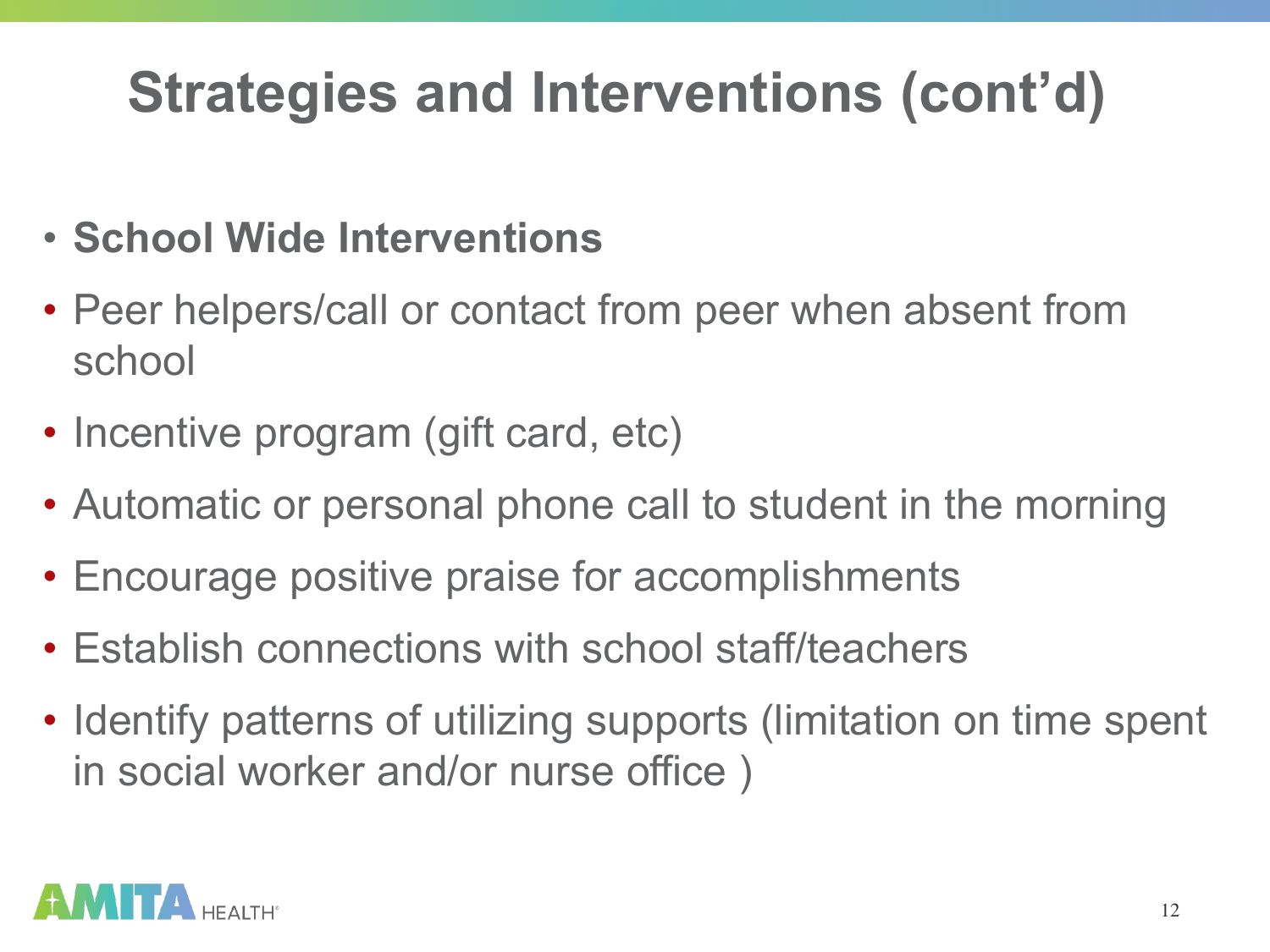# Strategies and Interventions (cont'd)

- **School Wide Interventions**
- Peer helpers/call or contact from peer when absent from school
- Incentive program (gift card, etc)
- Automatic or personal phone call to student in the morning
- Encourage positive praise for accomplishments
- Establish connections with school staff/teachers
- Identify patterns of utilizing supports (limitation on time spent in social worker and/or nurse office )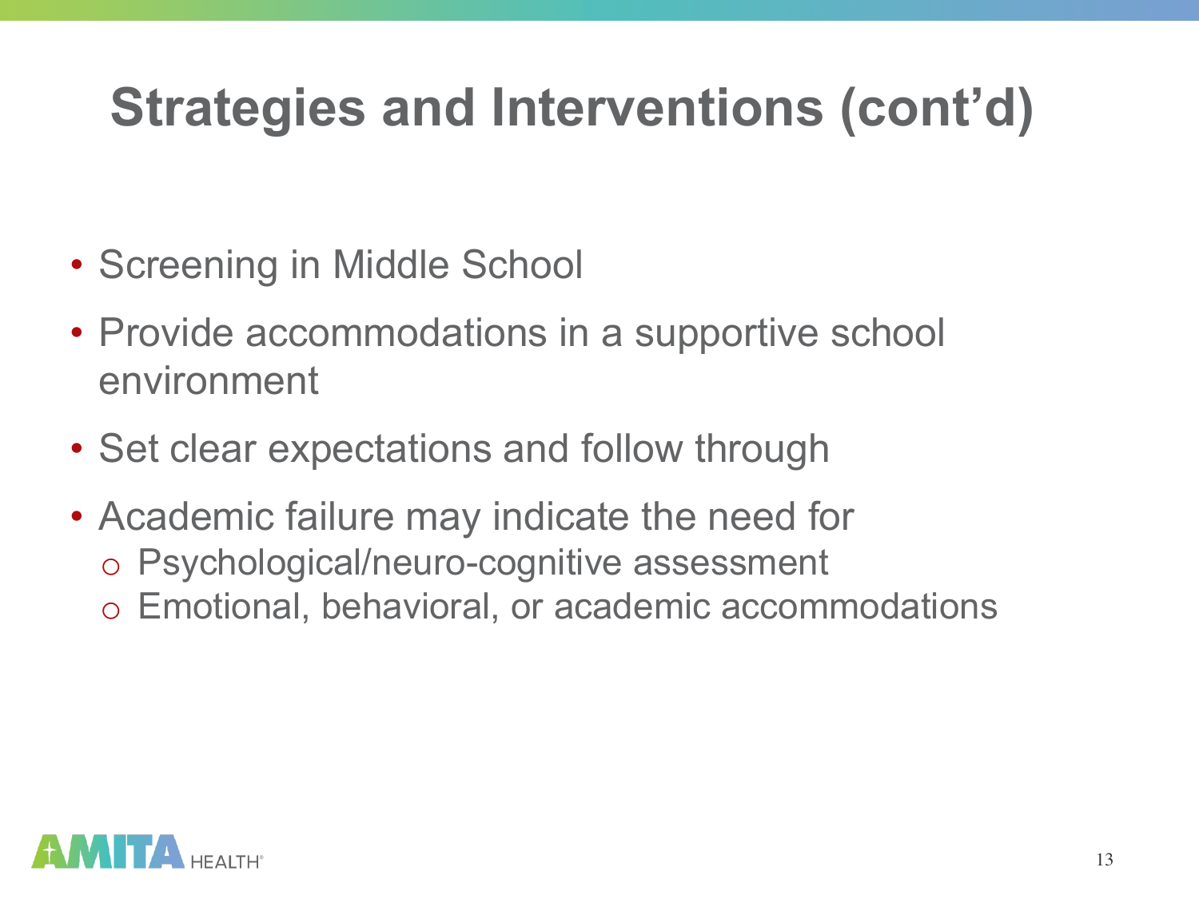# Strategies and Interventions (cont'd)

- Screening in Middle School
- Provide accommodations in a supportive school environment
- Set clear expectations and follow through
- Academic failure may indicate the need for
  - Psychological/neuro-cognitive assessment
  - Emotional, behavioral, or academic accommodations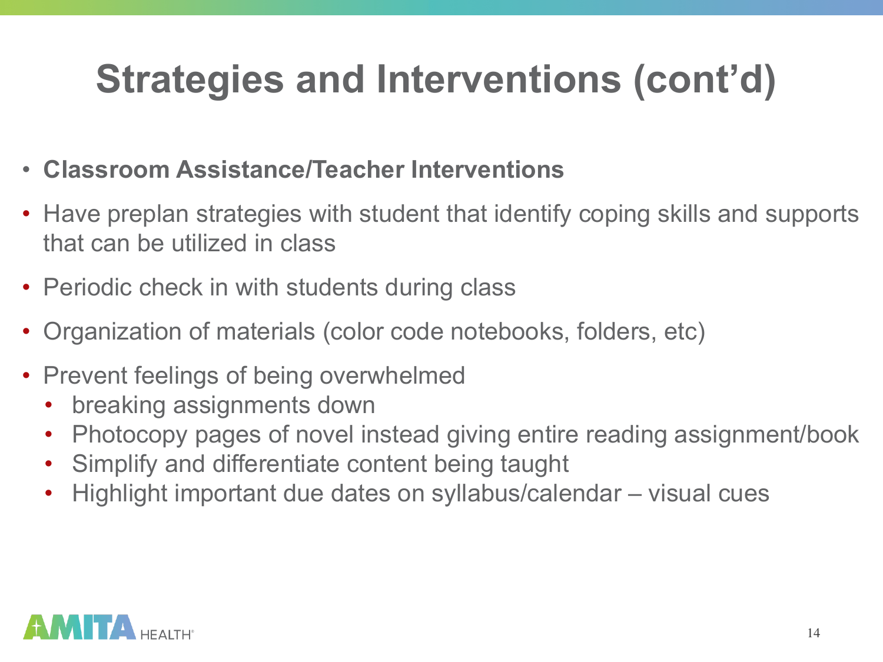# Strategies and Interventions (cont'd)

- **Classroom Assistance/Teacher Interventions**
- Have preplan strategies with student that identify coping skills and supports that can be utilized in class
- Periodic check in with students during class
- Organization of materials (color code notebooks, folders, etc)
- Prevent feelings of being overwhelmed
  - breaking assignments down
  - Photocopy pages of novel instead giving entire reading assignment/book
  - Simplify and differentiate content being taught
  - Highlight important due dates on syllabus/calendar – visual cues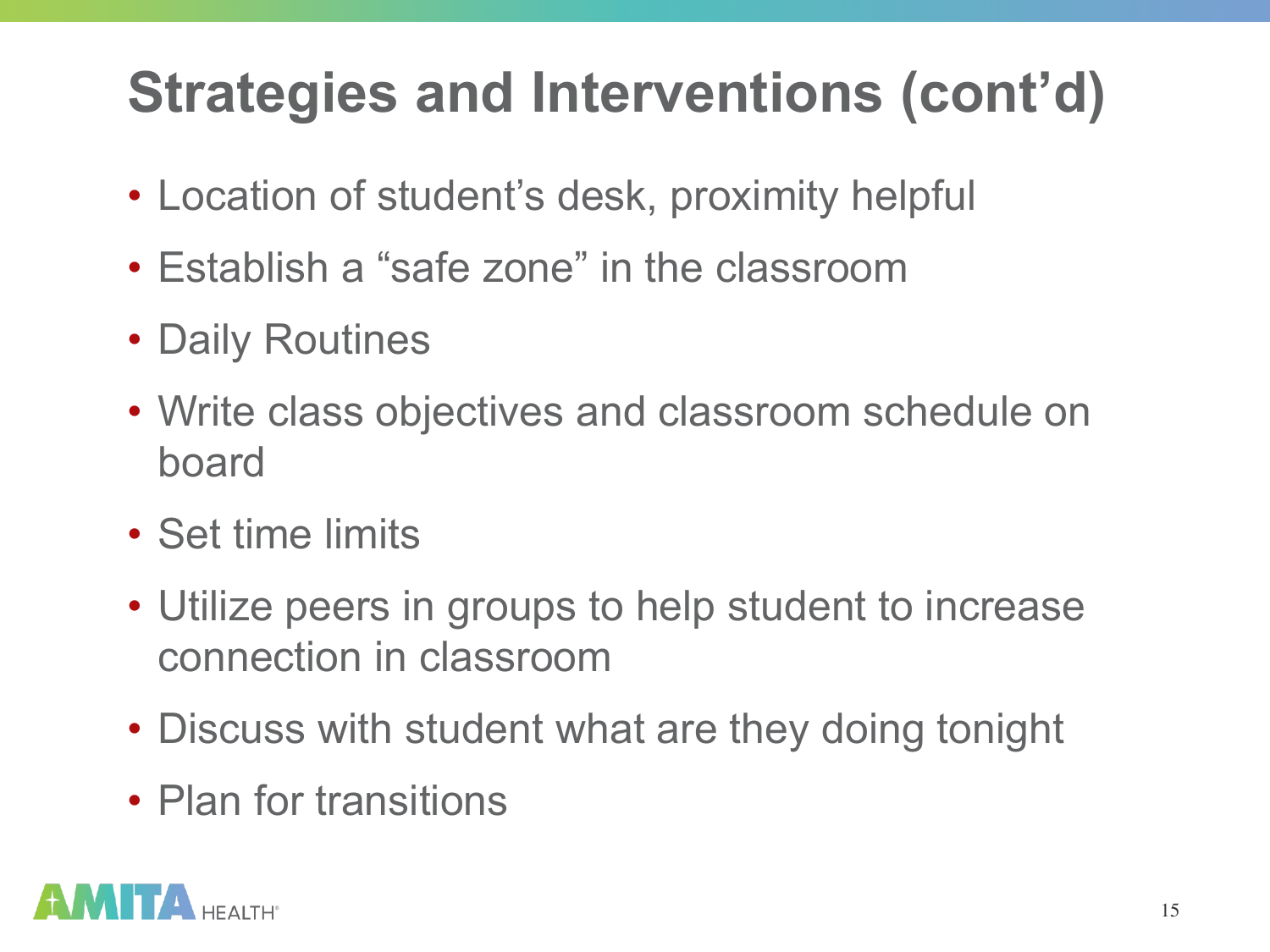# Strategies and Interventions (cont'd)

- Location of student's desk, proximity helpful
- Establish a "safe zone" in the classroom
- Daily Routines
- Write class objectives and classroom schedule on board
- Set time limits
- Utilize peers in groups to help student to increase connection in classroom
- Discuss with student what are they doing tonight
- Plan for transitions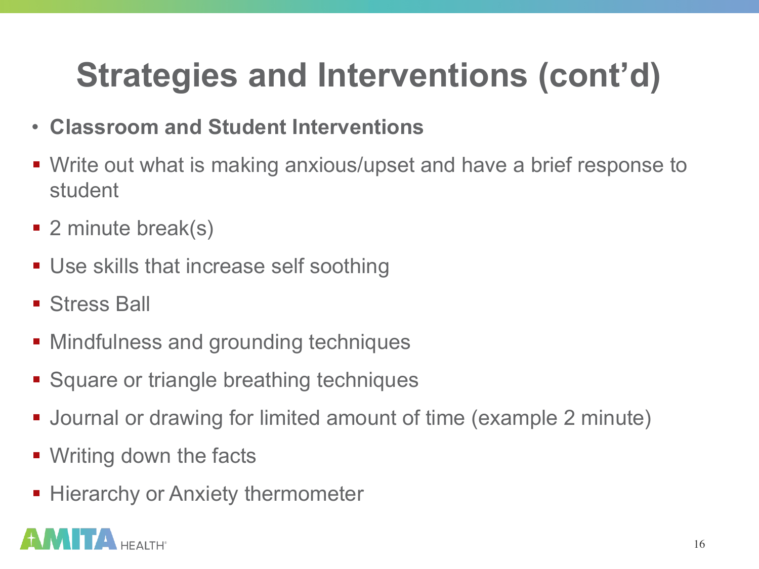# Strategies and Interventions (cont'd)

- **Classroom and Student Interventions**

- Write out what is making anxious/upset and have a brief response to student
- 2 minute break(s)
- Use skills that increase self soothing
- Stress Ball
- Mindfulness and grounding techniques
- Square or triangle breathing techniques
- Journal or drawing for limited amount of time (example 2 minute)
- Writing down the facts
- Hierarchy or Anxiety thermometer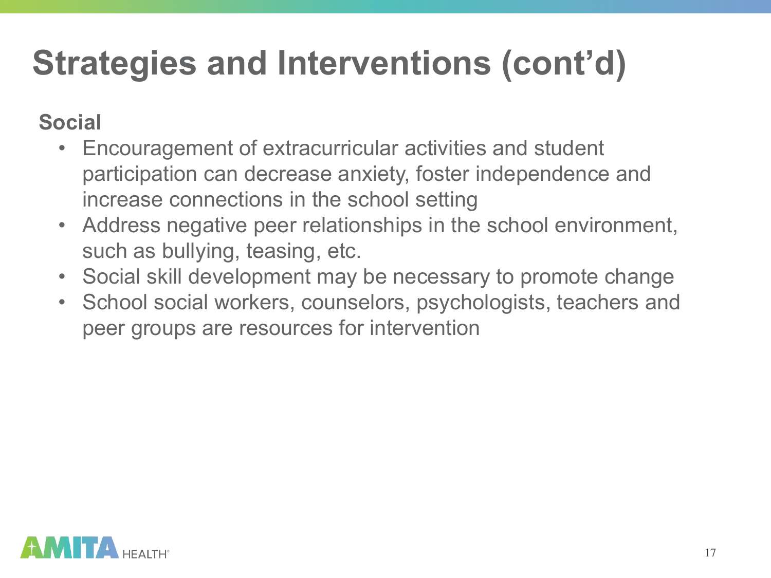# Strategies and Interventions (cont'd)

**Social**

- Encouragement of extracurricular activities and student participation can decrease anxiety, foster independence and increase connections in the school setting
- Address negative peer relationships in the school environment, such as bullying, teasing, etc.
- Social skill development may be necessary to promote change
- School social workers, counselors, psychologists, teachers and peer groups are resources for intervention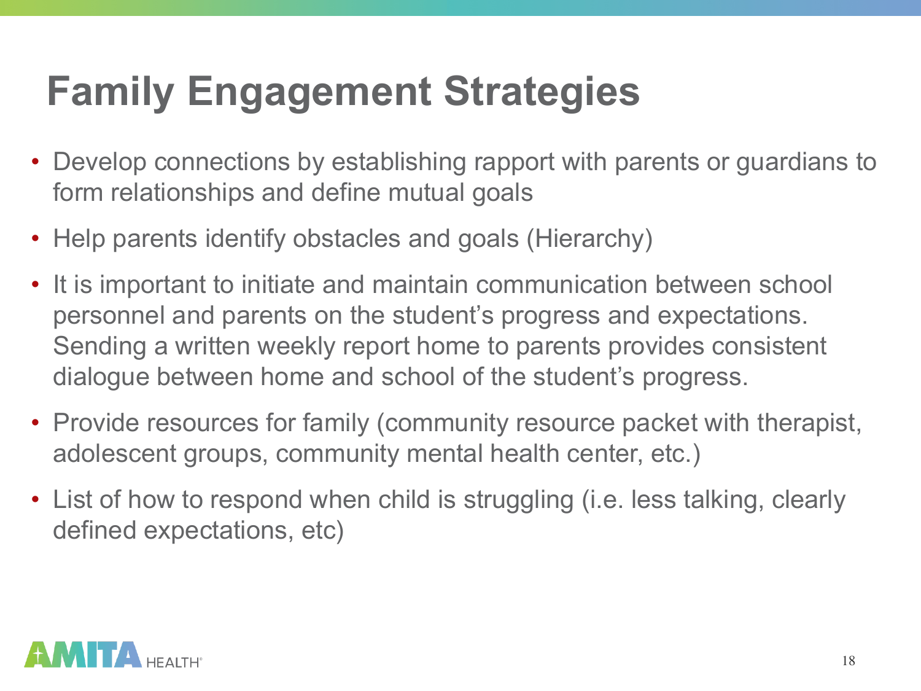# Family Engagement Strategies

- Develop connections by establishing rapport with parents or guardians to form relationships and define mutual goals
- Help parents identify obstacles and goals (Hierarchy)
- It is important to initiate and maintain communication between school personnel and parents on the student's progress and expectations. Sending a written weekly report home to parents provides consistent dialogue between home and school of the student's progress.
- Provide resources for family (community resource packet with therapist, adolescent groups, community mental health center, etc.)
- List of how to respond when child is struggling (i.e. less talking, clearly defined expectations, etc)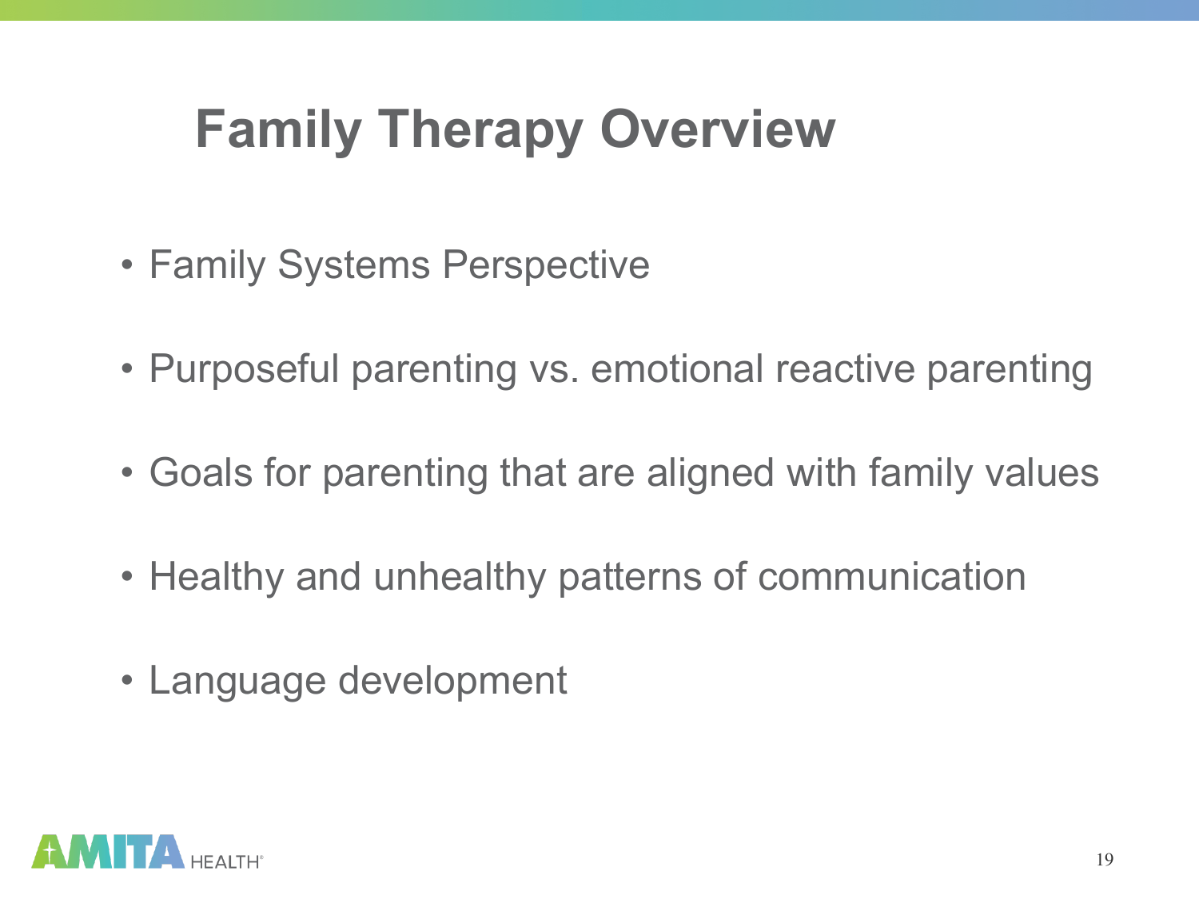# Family Therapy Overview

- Family Systems Perspective
- Purposeful parenting vs. emotional reactive parenting
- Goals for parenting that are aligned with family values
- Healthy and unhealthy patterns of communication
- Language development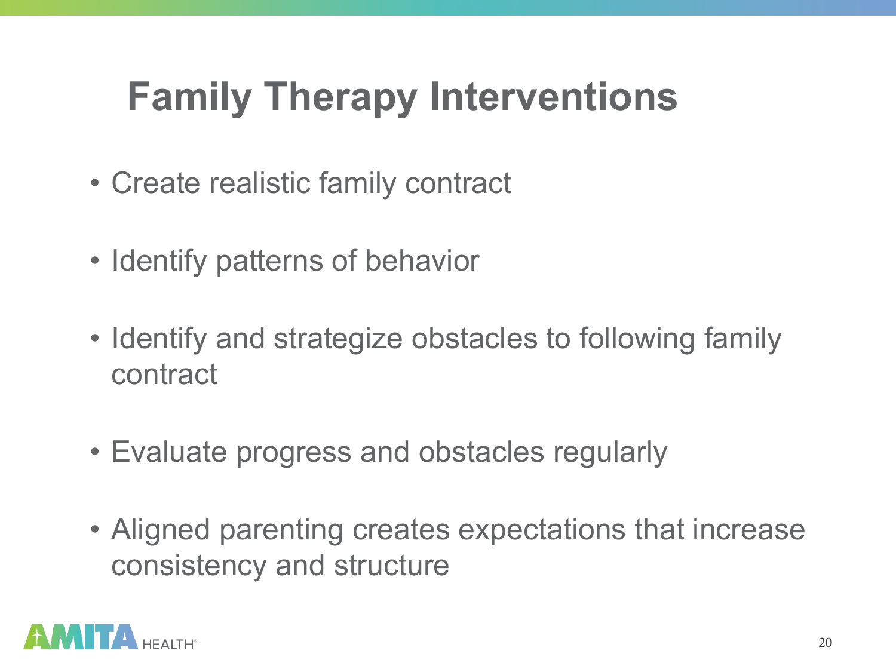# Family Therapy Interventions

- Create realistic family contract
- Identify patterns of behavior
- Identify and strategize obstacles to following family contract
- Evaluate progress and obstacles regularly
- Aligned parenting creates expectations that increase consistency and structure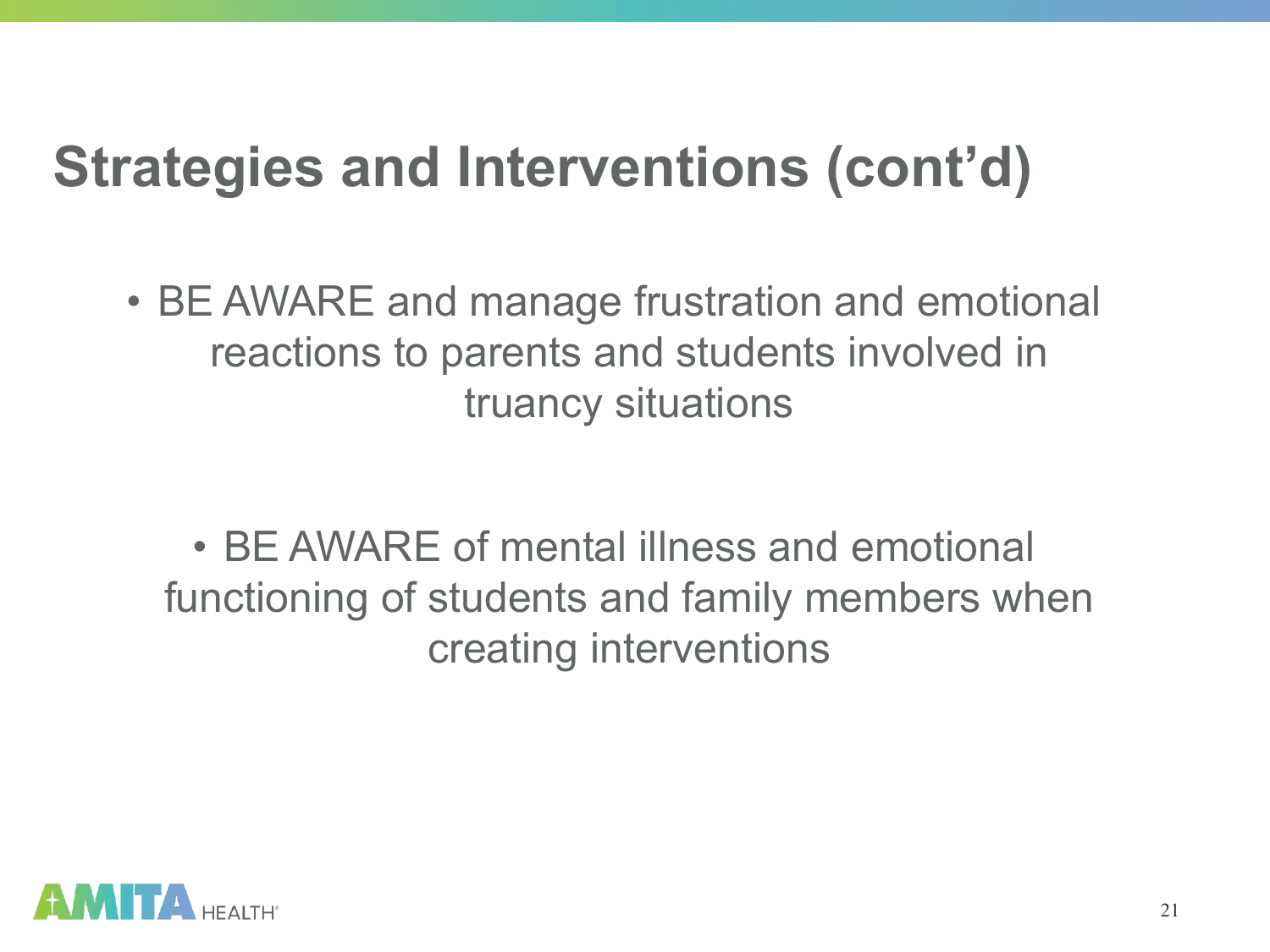# Strategies and Interventions (cont'd)

- BE AWARE and manage frustration and emotional reactions to parents and students involved in truancy situations

- BE AWARE of mental illness and emotional functioning of students and family members when creating interventions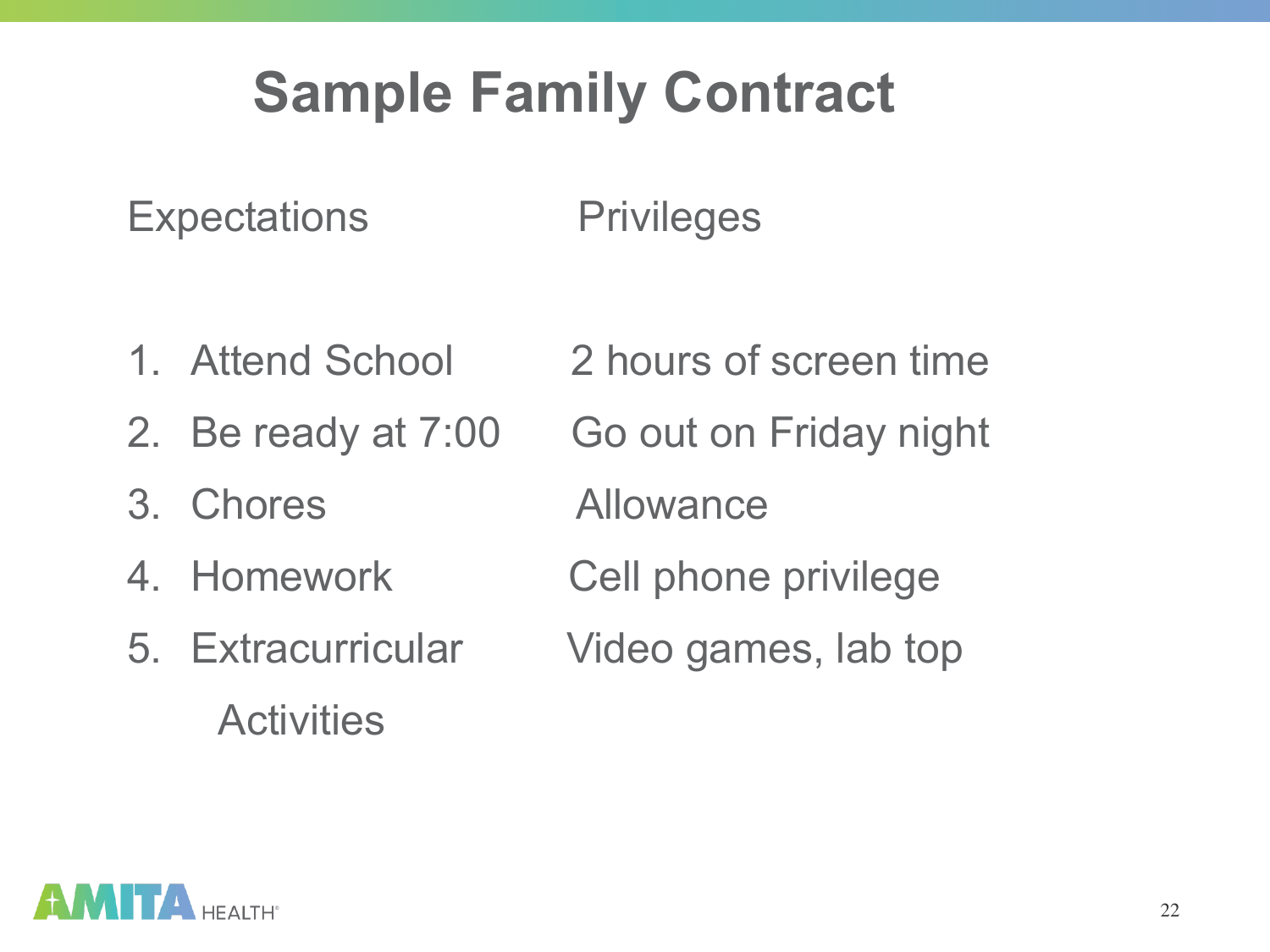# Sample Family Contract

| Expectations | Privileges |
|---|---|
| 1. Attend School | 2 hours of screen time |
| 2. Be ready at 7:00 | Go out on Friday night |
| 3. Chores | Allowance |
| 4. Homework | Cell phone privilege |
| 5. Extracurricular Activities | Video games, lab top |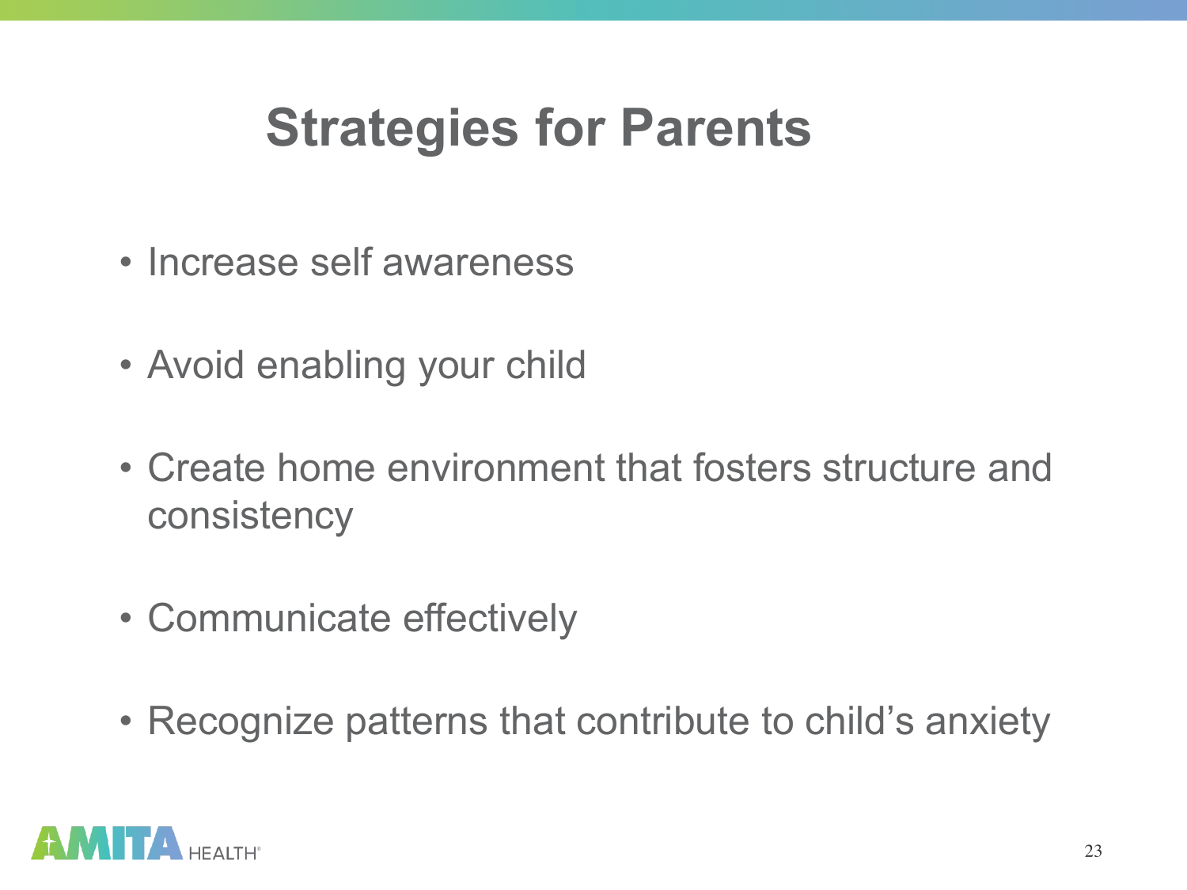# Strategies for Parents

- Increase self awareness
- Avoid enabling your child
- Create home environment that fosters structure and consistency
- Communicate effectively
- Recognize patterns that contribute to child's anxiety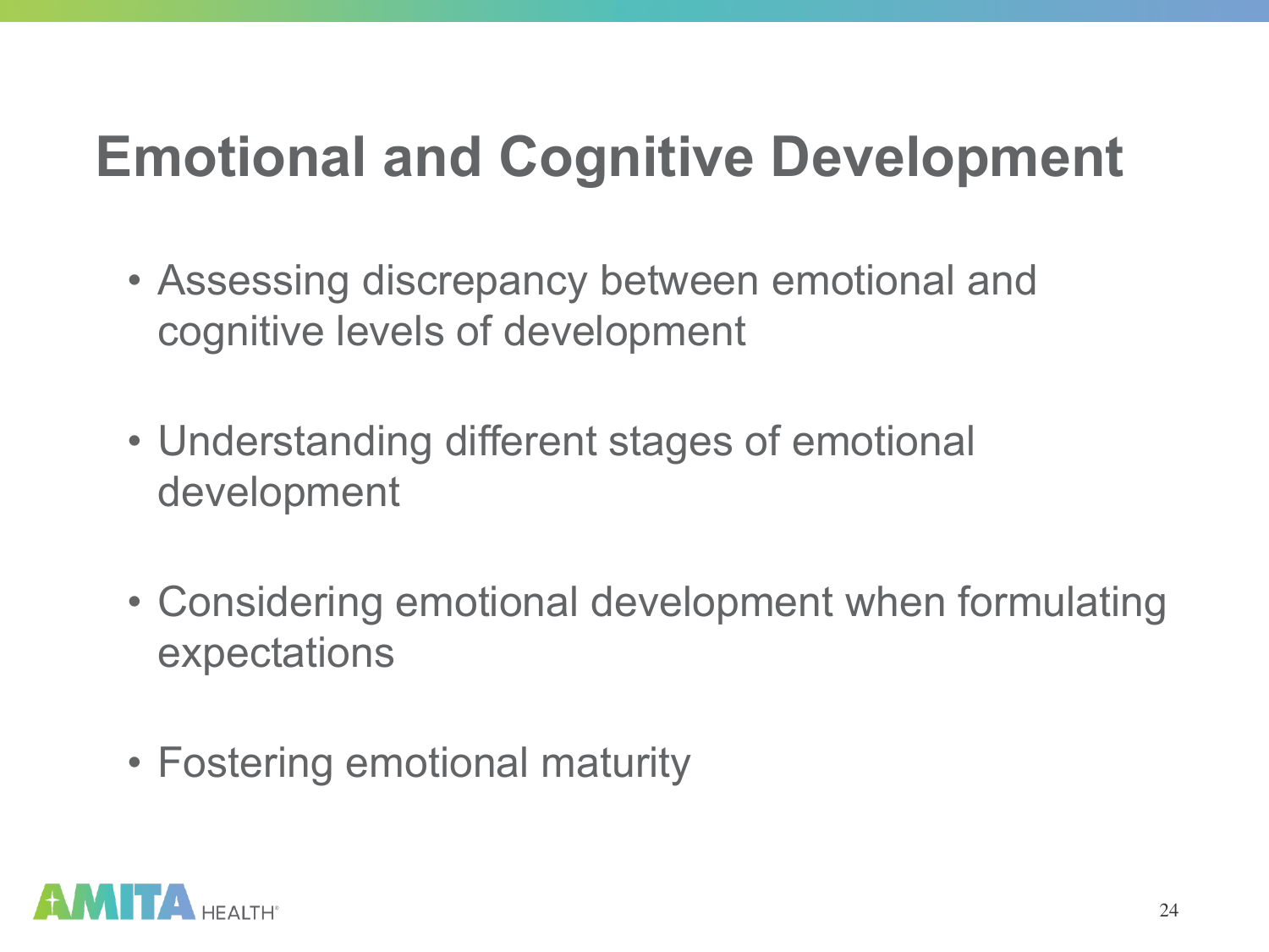# Emotional and Cognitive Development

- Assessing discrepancy between emotional and cognitive levels of development
- Understanding different stages of emotional development
- Considering emotional development when formulating expectations
- Fostering emotional maturity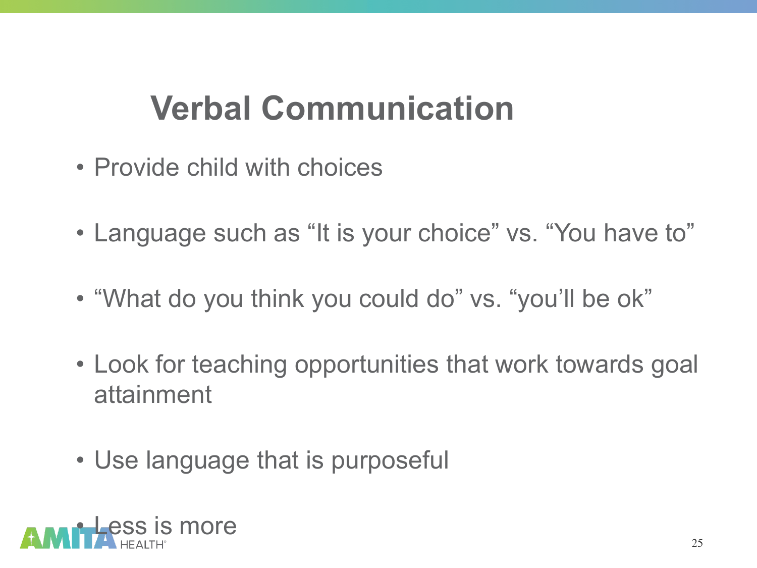# Verbal Communication

- Provide child with choices
- Language such as “It is your choice” vs. “You have to”
- “What do you think you could do” vs. “you’ll be ok”
- Look for teaching opportunities that work towards goal attainment
- Use language that is purposeful
- Less is more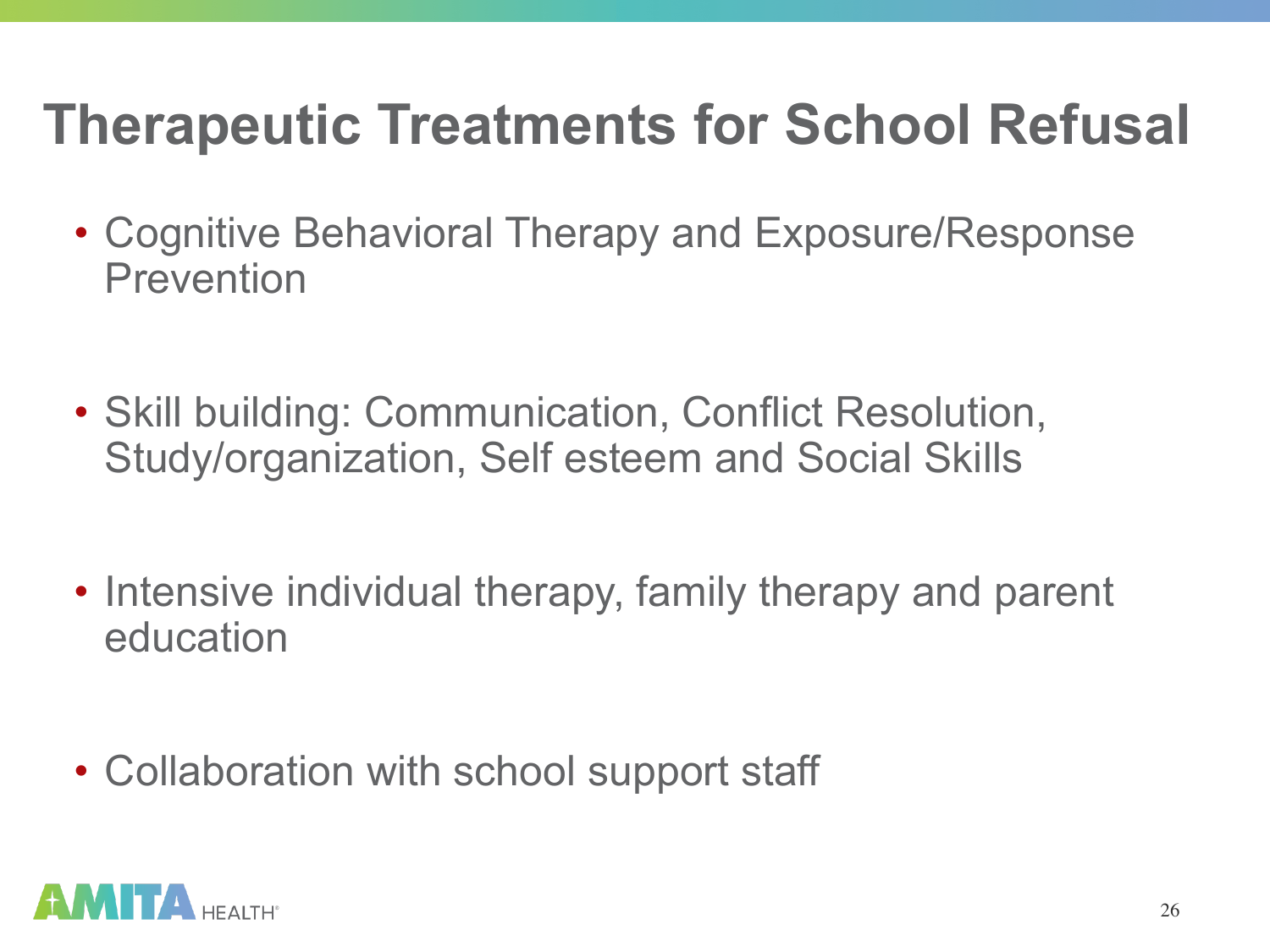# Therapeutic Treatments for School Refusal

- Cognitive Behavioral Therapy and Exposure/Response Prevention
- Skill building: Communication, Conflict Resolution, Study/organization, Self esteem and Social Skills
- Intensive individual therapy, family therapy and parent education
- Collaboration with school support staff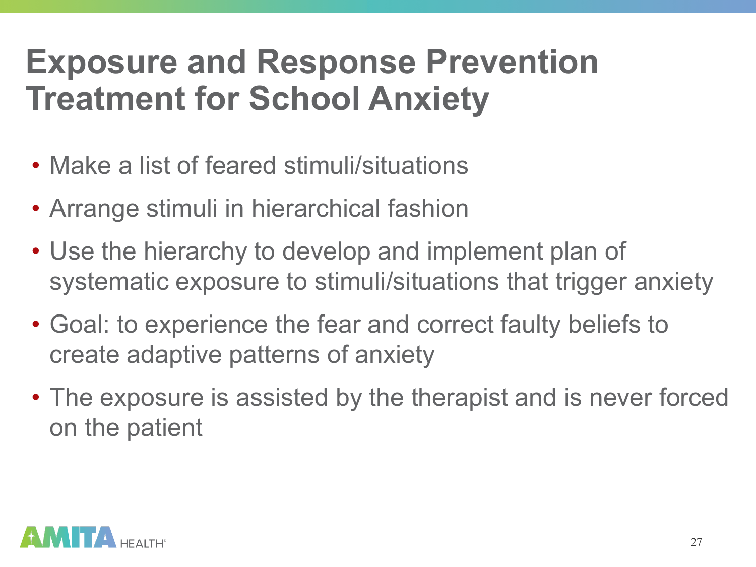# Exposure and Response Prevention Treatment for School Anxiety

- Make a list of feared stimuli/situations
- Arrange stimuli in hierarchical fashion
- Use the hierarchy to develop and implement plan of systematic exposure to stimuli/situations that trigger anxiety
- Goal: to experience the fear and correct faulty beliefs to create adaptive patterns of anxiety
- The exposure is assisted by the therapist and is never forced on the patient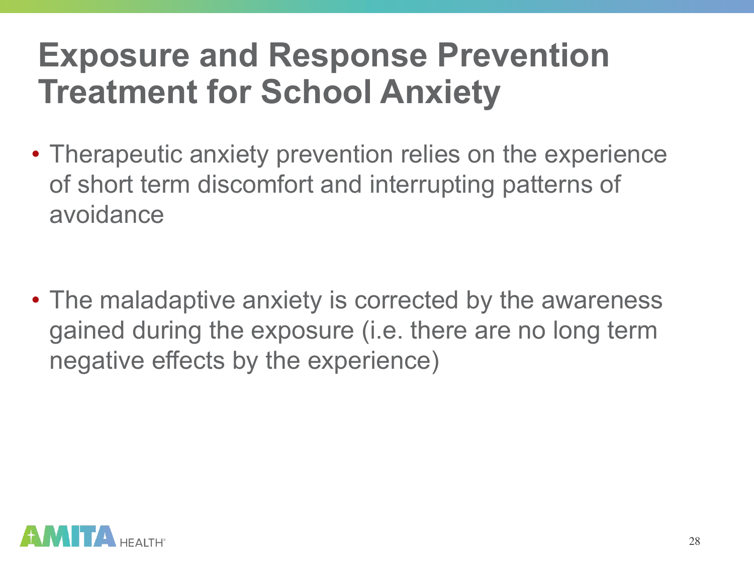# Exposure and Response Prevention Treatment for School Anxiety

- Therapeutic anxiety prevention relies on the experience of short term discomfort and interrupting patterns of avoidance

- The maladaptive anxiety is corrected by the awareness gained during the exposure (i.e. there are no long term negative effects by the experience)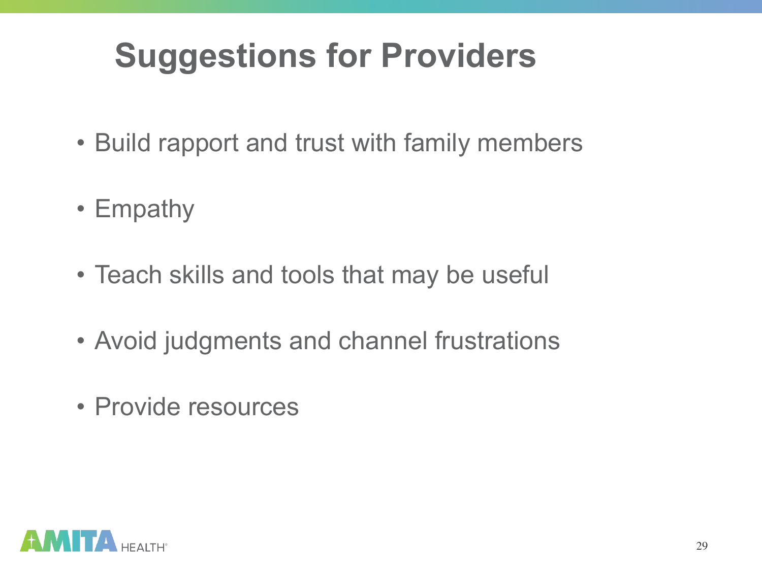# Suggestions for Providers

- Build rapport and trust with family members
- Empathy
- Teach skills and tools that may be useful
- Avoid judgments and channel frustrations
- Provide resources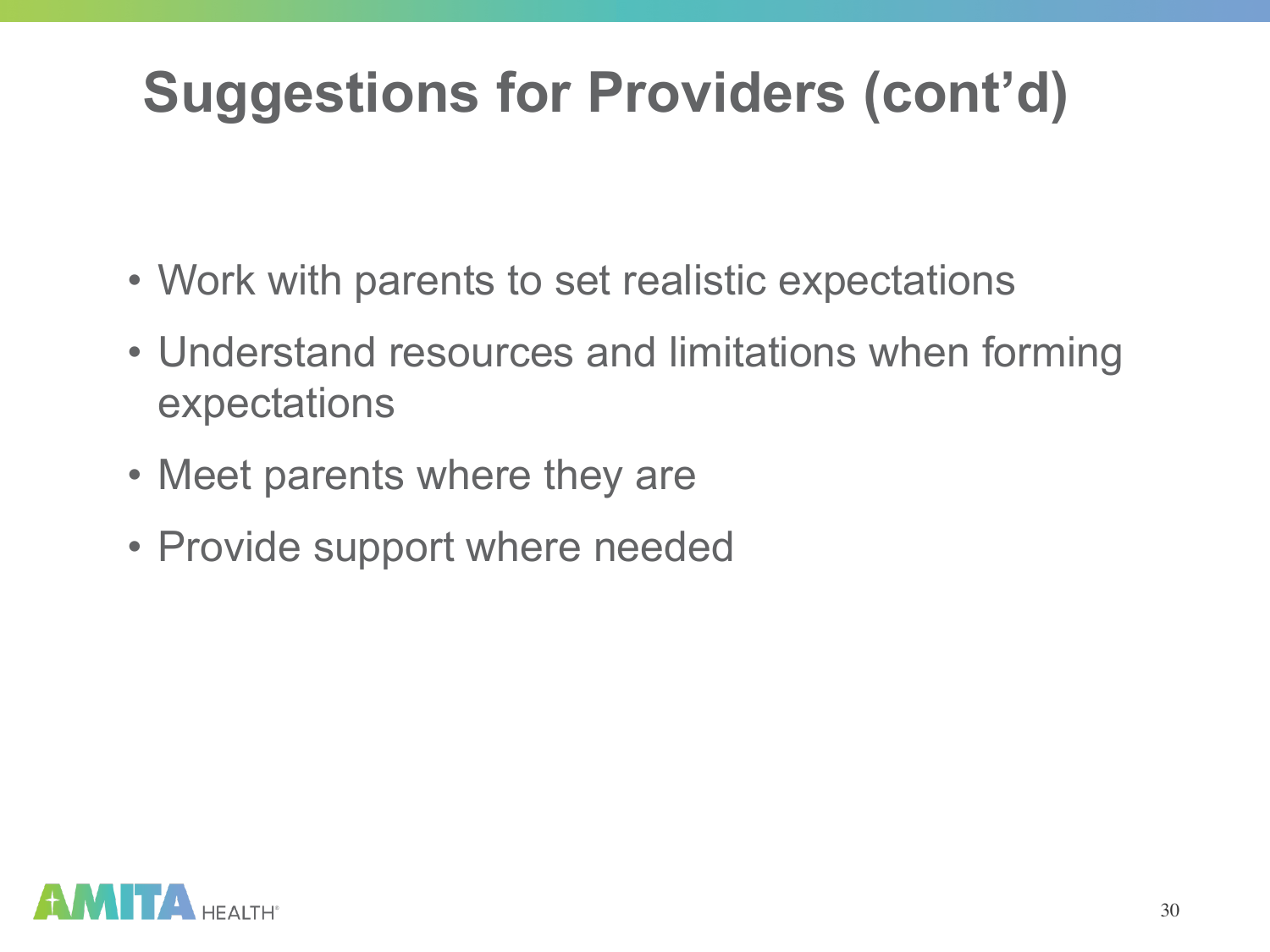# Suggestions for Providers (cont’d)

- Work with parents to set realistic expectations
- Understand resources and limitations when forming expectations
- Meet parents where they are
- Provide support where needed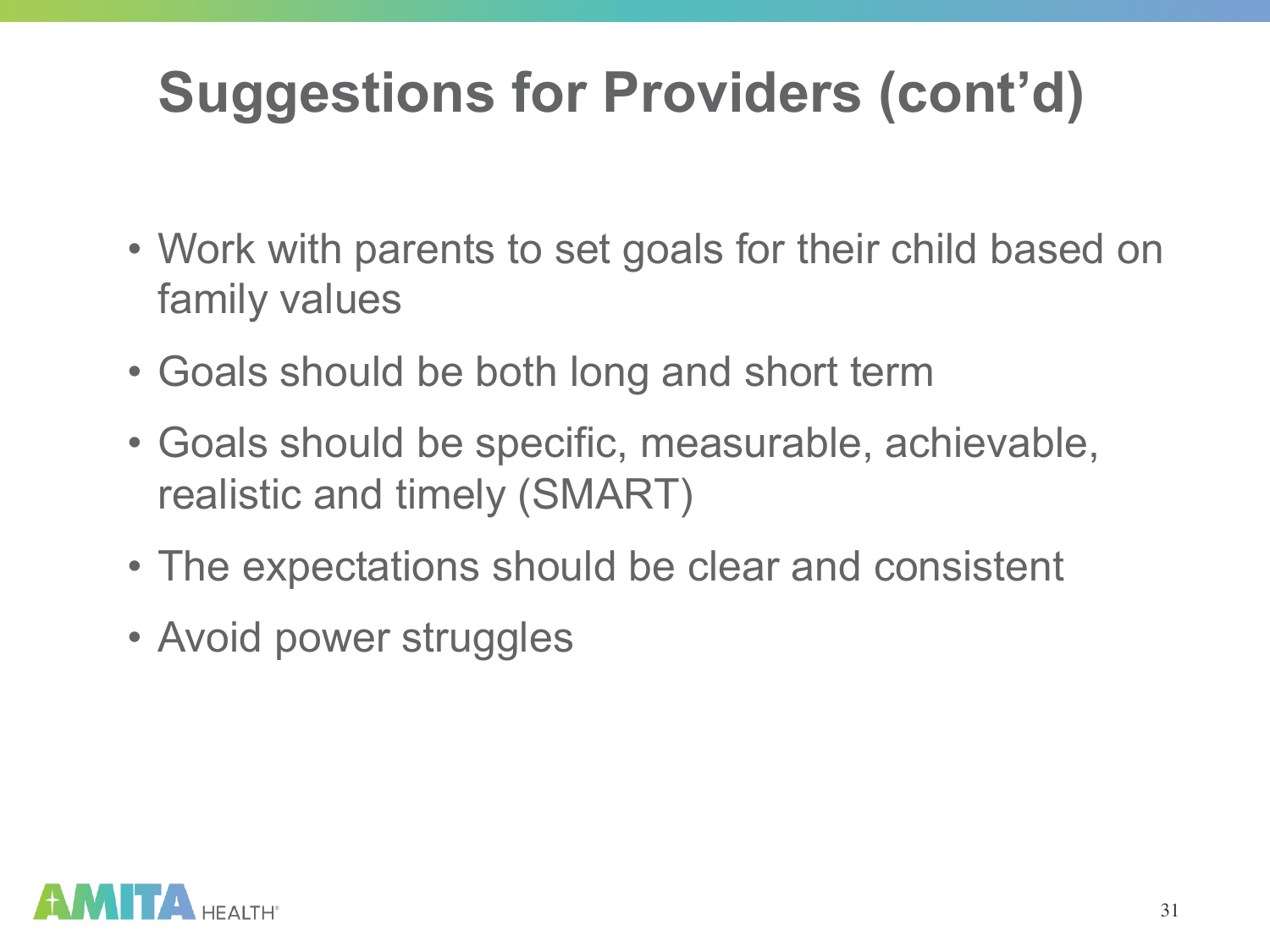# Suggestions for Providers (cont'd)

- Work with parents to set goals for their child based on family values
- Goals should be both long and short term
- Goals should be specific, measurable, achievable, realistic and timely (SMART)
- The expectations should be clear and consistent
- Avoid power struggles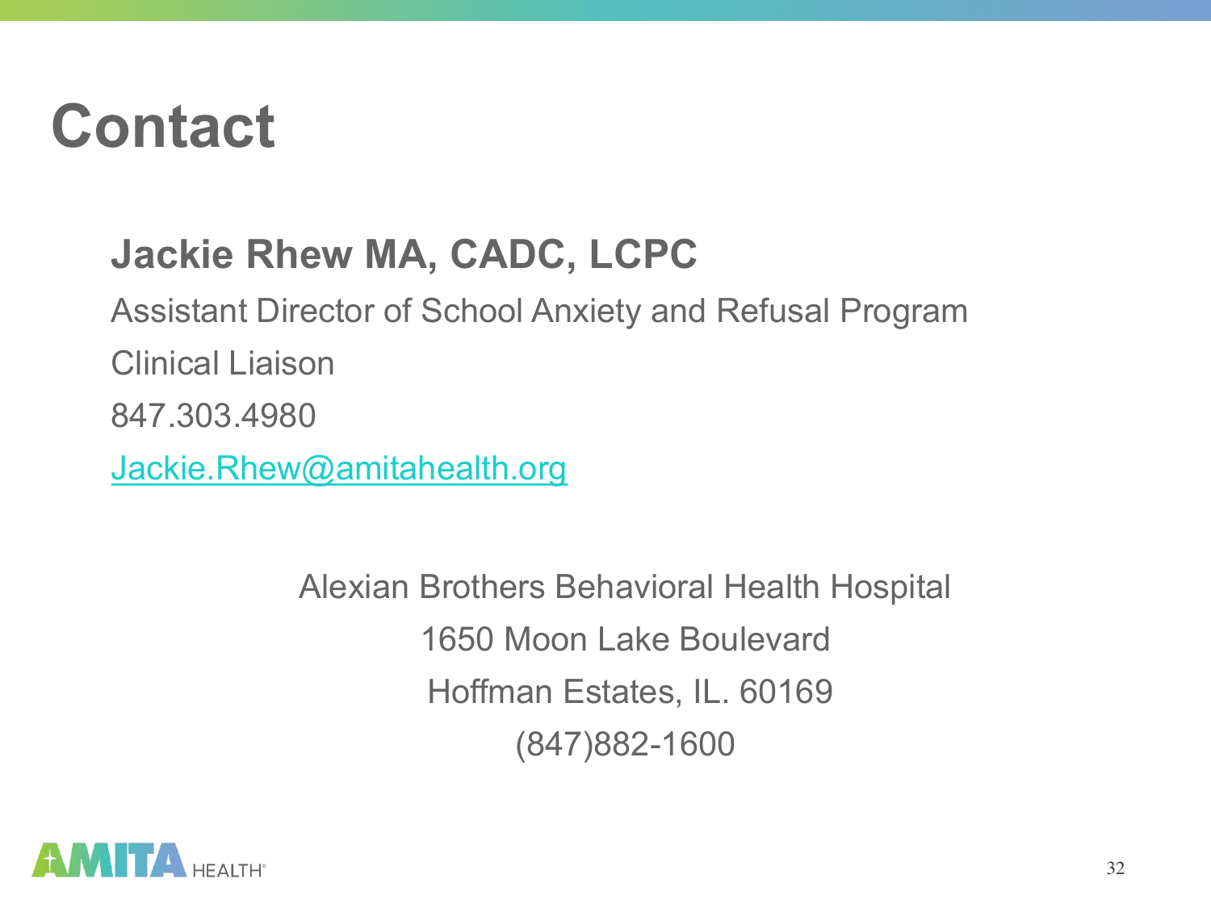# Contact

**Jackie Rhew MA, CADC, LCPC**

Assistant Director of School Anxiety and Refusal Program

Clinical Liaison

847.303.4980

Jackie.Rhew@amitahealth.org

Alexian Brothers Behavioral Health Hospital

1650 Moon Lake Boulevard

Hoffman Estates, IL. 60169

(847)882-1600

AMITA HEALTH